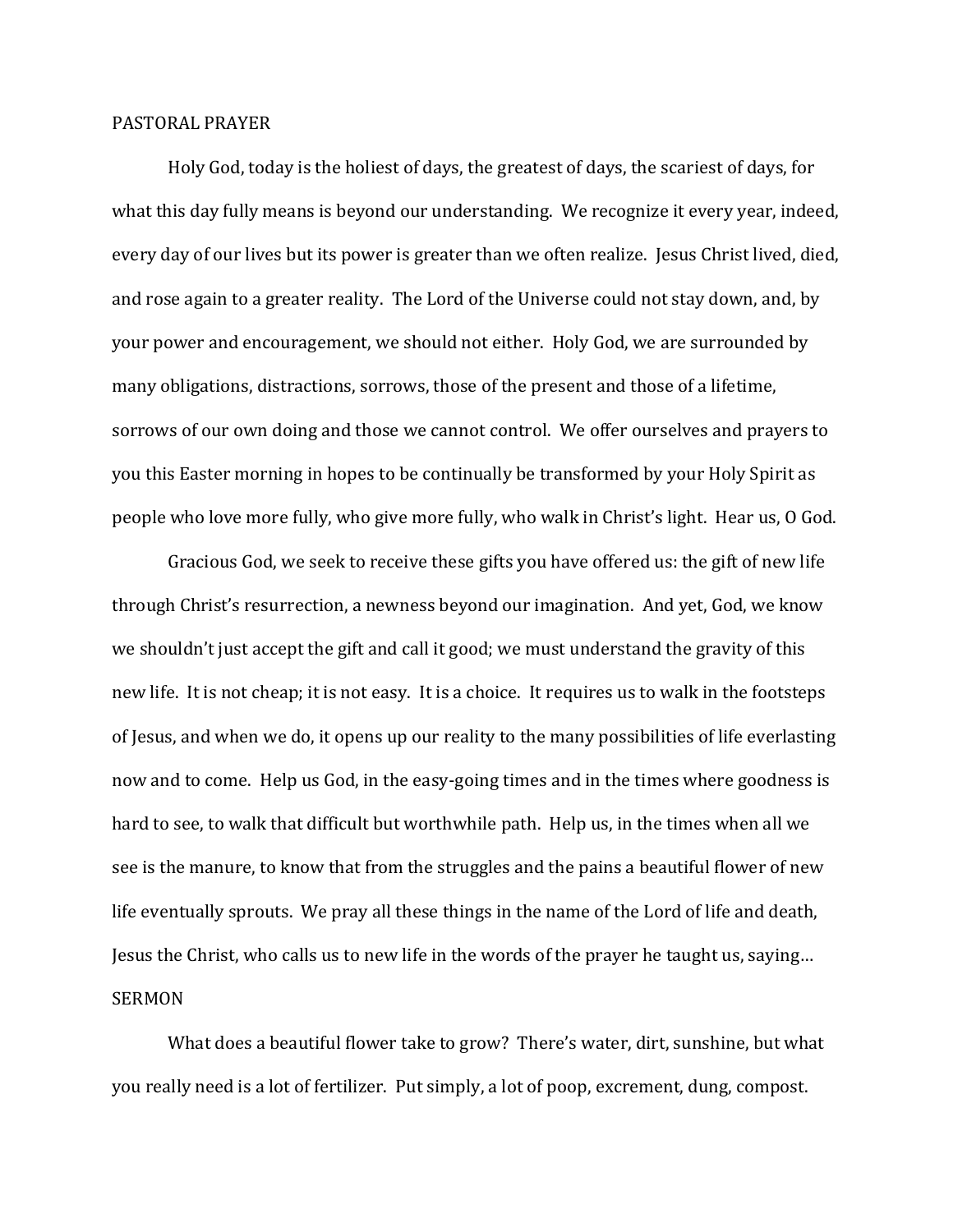PASTORAL PRAYER

Holy God, today is the holiest of days, the greatest of days, the scariest of days, for what this day fully means is beyond our understanding. We recognize it every year, indeed, every day of our lives but its power is greater than we often realize. Jesus Christ lived, died, and rose again to a greater reality. The Lord of the Universe could not stay down, and, by your power and encouragement, we should not either. Holy God, we are surrounded by many obligations, distractions, sorrows, those of the present and those of a lifetime, sorrows of our own doing and those we cannot control. We offer ourselves and prayers to you this Easter morning in hopes to be continually be transformed by your Holy Spirit as people who love more fully, who give more fully, who walk in Christ's light. Hear us, O God.

Gracious God, we seek to receive these gifts you have offered us: the gift of new life through Christ's resurrection, a newness beyond our imagination. And yet, God, we know we shouldn't just accept the gift and call it good; we must understand the gravity of this new life. It is not cheap; it is not easy. It is a choice. It requires us to walk in the footsteps of Jesus, and when we do, it opens up our reality to the many possibilities of life everlasting now and to come. Help us God, in the easy-going times and in the times where goodness is hard to see, to walk that difficult but worthwhile path. Help us, in the times when all we see is the manure, to know that from the struggles and the pains a beautiful flower of new life eventually sprouts. We pray all these things in the name of the Lord of life and death, Jesus the Christ, who calls us to new life in the words of the prayer he taught us, saying…

SERMON

What does a beautiful flower take to grow? There's water, dirt, sunshine, but what you really need is a lot of fertilizer. Put simply, a lot of poop, excrement, dung, compost.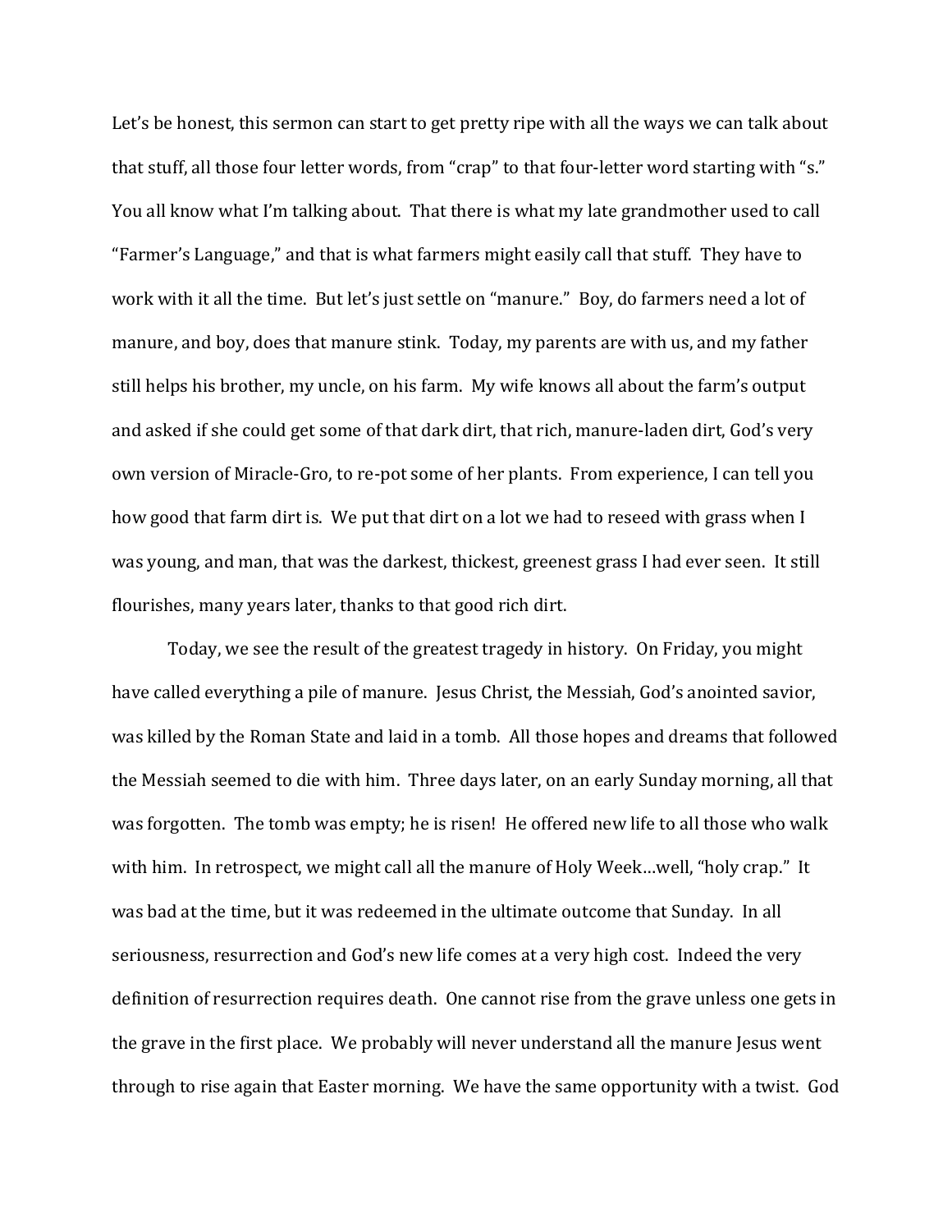Let's be honest, this sermon can start to get pretty ripe with all the ways we can talk about that stuff, all those four letter words, from "crap" to that four-letter word starting with "s." You all know what I'm talking about. That there is what my late grandmother used to call "Farmer's Language," and that is what farmers might easily call that stuff. They have to work with it all the time. But let's just settle on "manure." Boy, do farmers need a lot of manure, and boy, does that manure stink. Today, my parents are with us, and my father still helps his brother, my uncle, on his farm. My wife knows all about the farm's output and asked if she could get some of that dark dirt, that rich, manure-laden dirt, God's very own version of Miracle-Gro, to re-pot some of her plants. From experience, I can tell you how good that farm dirt is. We put that dirt on a lot we had to reseed with grass when I was young, and man, that was the darkest, thickest, greenest grass I had ever seen. It still flourishes, many years later, thanks to that good rich dirt.

Today, we see the result of the greatest tragedy in history. On Friday, you might have called everything a pile of manure. Jesus Christ, the Messiah, God's anointed savior, was killed by the Roman State and laid in a tomb. All those hopes and dreams that followed the Messiah seemed to die with him. Three days later, on an early Sunday morning, all that was forgotten. The tomb was empty; he is risen! He offered new life to all those who walk with him. In retrospect, we might call all the manure of Holy Week…well, "holy crap." It was bad at the time, but it was redeemed in the ultimate outcome that Sunday. In all seriousness, resurrection and God's new life comes at a very high cost. Indeed the very definition of resurrection requires death. One cannot rise from the grave unless one gets in the grave in the first place. We probably will never understand all the manure Jesus went through to rise again that Easter morning. We have the same opportunity with a twist. God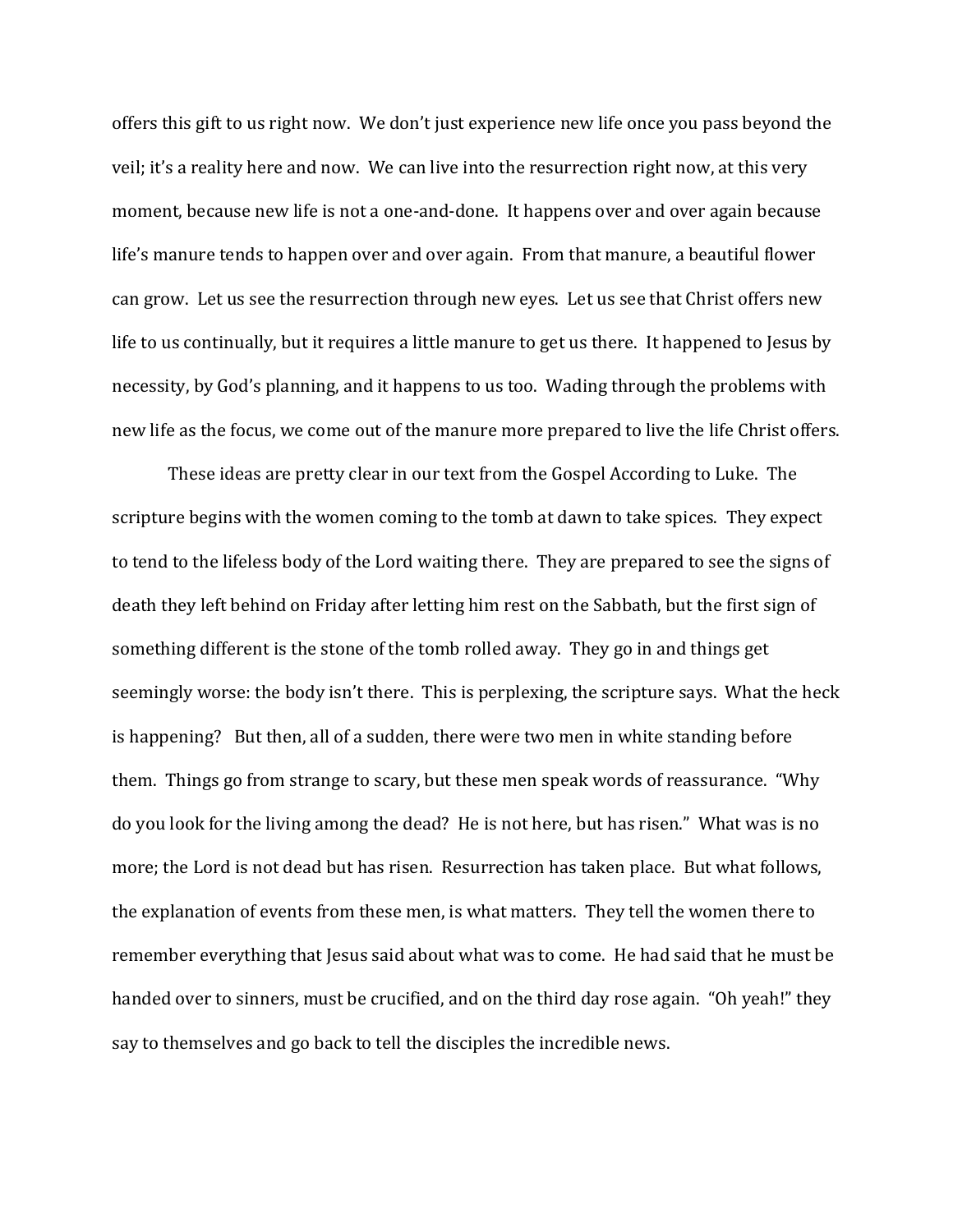offers this gift to us right now. We don't just experience new life once you pass beyond the veil; it's a reality here and now. We can live into the resurrection right now, at this very moment, because new life is not a one-and-done. It happens over and over again because life's manure tends to happen over and over again. From that manure, a beautiful flower can grow. Let us see the resurrection through new eyes. Let us see that Christ offers new life to us continually, but it requires a little manure to get us there. It happened to Jesus by necessity, by God's planning, and it happens to us too. Wading through the problems with new life as the focus, we come out of the manure more prepared to live the life Christ offers.

These ideas are pretty clear in our text from the Gospel According to Luke. The scripture begins with the women coming to the tomb at dawn to take spices. They expect to tend to the lifeless body of the Lord waiting there. They are prepared to see the signs of death they left behind on Friday after letting him rest on the Sabbath, but the first sign of something different is the stone of the tomb rolled away. They go in and things get seemingly worse: the body isn't there. This is perplexing, the scripture says. What the heck is happening? But then, all of a sudden, there were two men in white standing before them. Things go from strange to scary, but these men speak words of reassurance. "Why do you look for the living among the dead? He is not here, but has risen." What was is no more; the Lord is not dead but has risen. Resurrection has taken place. But what follows, the explanation of events from these men, is what matters. They tell the women there to remember everything that Jesus said about what was to come. He had said that he must be handed over to sinners, must be crucified, and on the third day rose again. "Oh yeah!" they say to themselves and go back to tell the disciples the incredible news.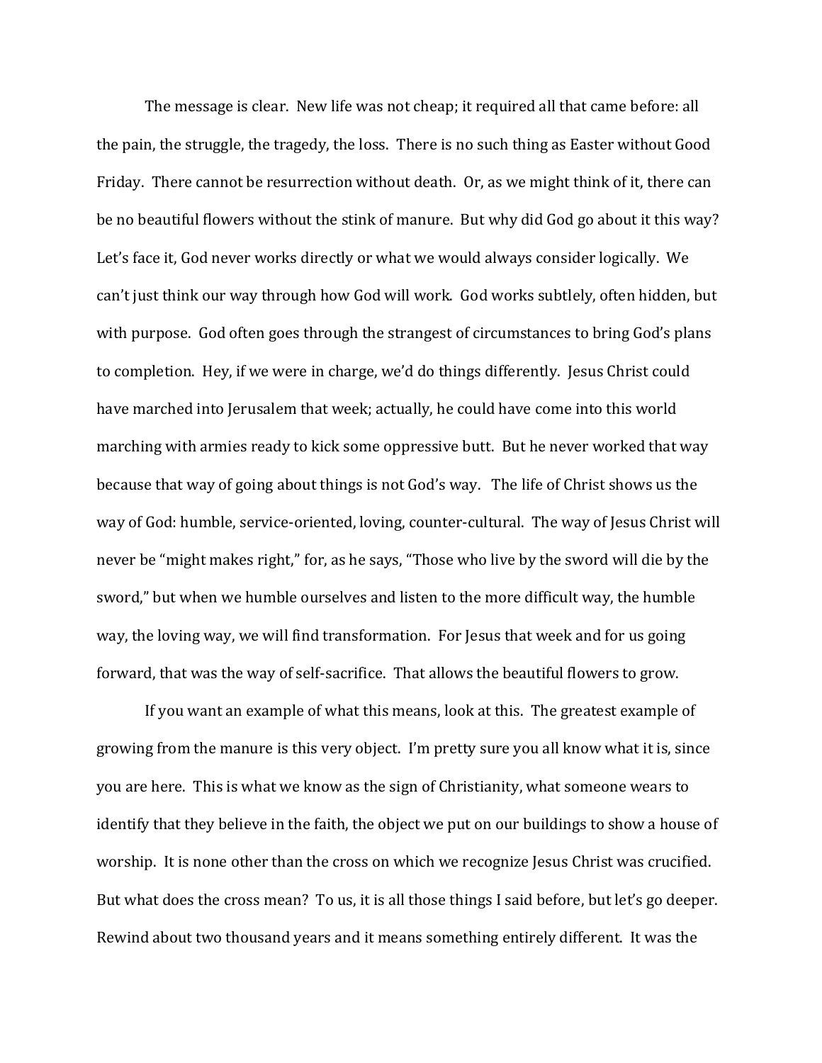The message is clear. New life was not cheap; it required all that came before: all the pain, the struggle, the tragedy, the loss. There is no such thing as Easter without Good Friday. There cannot be resurrection without death. Or, as we might think of it, there can be no beautiful flowers without the stink of manure. But why did God go about it this way? Let's face it, God never works directly or what we would always consider logically. We can't just think our way through how God will work. God works subtlely, often hidden, but with purpose. God often goes through the strangest of circumstances to bring God's plans to completion. Hey, if we were in charge, we'd do things differently. Jesus Christ could have marched into Jerusalem that week; actually, he could have come into this world marching with armies ready to kick some oppressive butt. But he never worked that way because that way of going about things is not God's way. The life of Christ shows us the way of God: humble, service-oriented, loving, counter-cultural. The way of Jesus Christ will never be "might makes right," for, as he says, "Those who live by the sword will die by the sword," but when we humble ourselves and listen to the more difficult way, the humble way, the loving way, we will find transformation. For Jesus that week and for us going forward, that was the way of self-sacrifice. That allows the beautiful flowers to grow.

If you want an example of what this means, look at this. The greatest example of growing from the manure is this very object. I'm pretty sure you all know what it is, since you are here. This is what we know as the sign of Christianity, what someone wears to identify that they believe in the faith, the object we put on our buildings to show a house of worship. It is none other than the cross on which we recognize Jesus Christ was crucified. But what does the cross mean? To us, it is all those things I said before, but let's go deeper. Rewind about two thousand years and it means something entirely different. It was the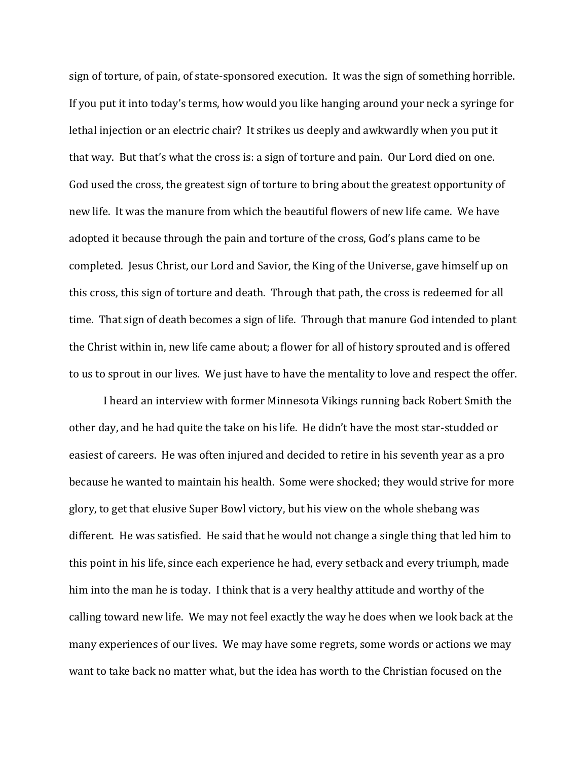sign of torture, of pain, of state-sponsored execution. It was the sign of something horrible. If you put it into today's terms, how would you like hanging around your neck a syringe for lethal injection or an electric chair? It strikes us deeply and awkwardly when you put it that way. But that's what the cross is: a sign of torture and pain. Our Lord died on one. God used the cross, the greatest sign of torture to bring about the greatest opportunity of new life. It was the manure from which the beautiful flowers of new life came. We have adopted it because through the pain and torture of the cross, God's plans came to be completed. Jesus Christ, our Lord and Savior, the King of the Universe, gave himself up on this cross, this sign of torture and death. Through that path, the cross is redeemed for all time. That sign of death becomes a sign of life. Through that manure God intended to plant the Christ within in, new life came about; a flower for all of history sprouted and is offered to us to sprout in our lives. We just have to have the mentality to love and respect the offer.

I heard an interview with former Minnesota Vikings running back Robert Smith the other day, and he had quite the take on his life. He didn't have the most star-studded or easiest of careers. He was often injured and decided to retire in his seventh year as a pro because he wanted to maintain his health. Some were shocked; they would strive for more glory, to get that elusive Super Bowl victory, but his view on the whole shebang was different. He was satisfied. He said that he would not change a single thing that led him to this point in his life, since each experience he had, every setback and every triumph, made him into the man he is today. I think that is a very healthy attitude and worthy of the calling toward new life. We may not feel exactly the way he does when we look back at the many experiences of our lives. We may have some regrets, some words or actions we may want to take back no matter what, but the idea has worth to the Christian focused on the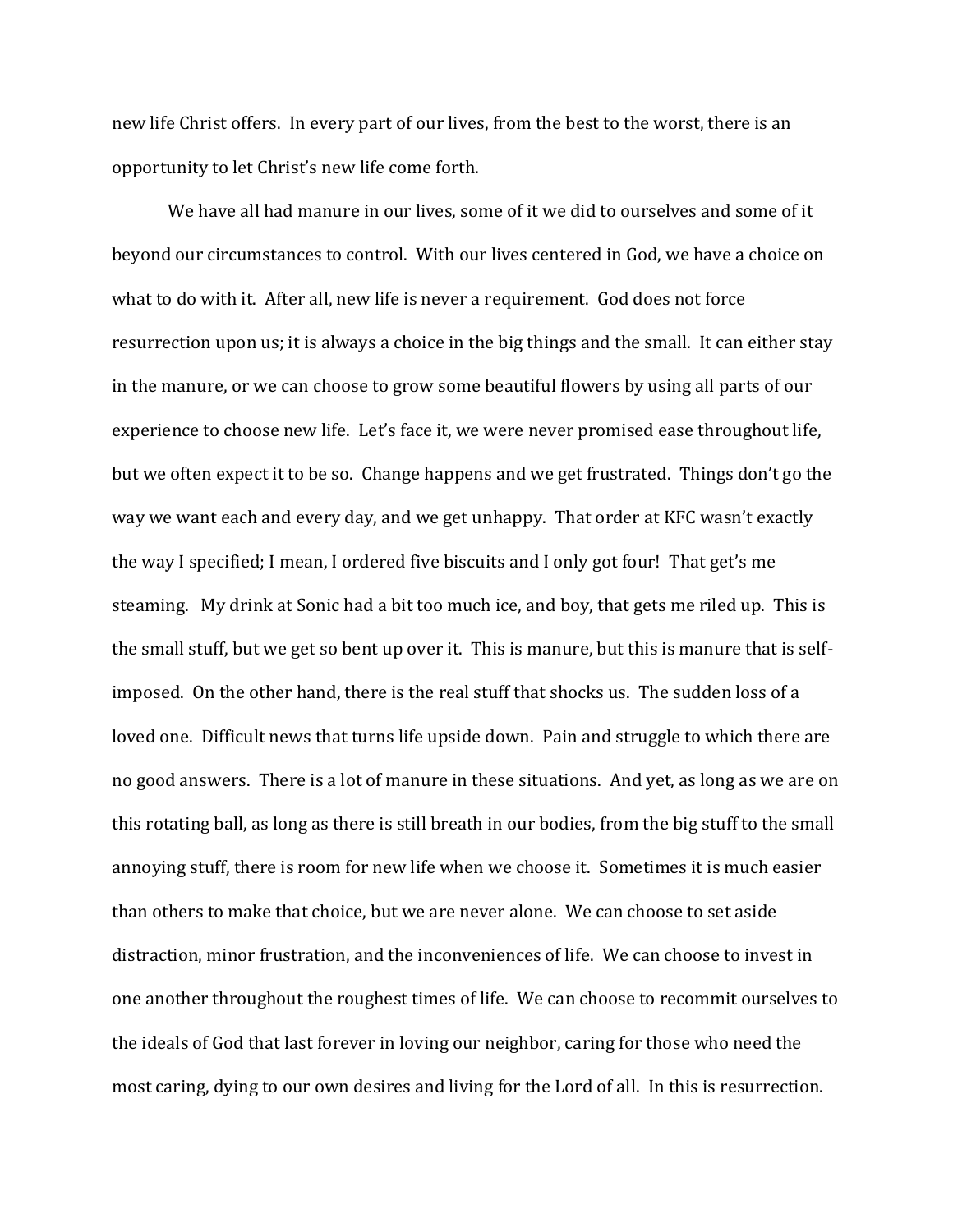new life Christ offers. In every part of our lives, from the best to the worst, there is an opportunity to let Christ's new life come forth.

We have all had manure in our lives, some of it we did to ourselves and some of it beyond our circumstances to control. With our lives centered in God, we have a choice on what to do with it. After all, new life is never a requirement. God does not force resurrection upon us; it is always a choice in the big things and the small. It can either stay in the manure, or we can choose to grow some beautiful flowers by using all parts of our experience to choose new life. Let's face it, we were never promised ease throughout life, but we often expect it to be so. Change happens and we get frustrated. Things don't go the way we want each and every day, and we get unhappy. That order at KFC wasn't exactly the way I specified; I mean, I ordered five biscuits and I only got four! That get's me steaming. My drink at Sonic had a bit too much ice, and boy, that gets me riled up. This is the small stuff, but we get so bent up over it. This is manure, but this is manure that is self-imposed. On the other hand, there is the real stuff that shocks us. The sudden loss of a loved one. Difficult news that turns life upside down. Pain and struggle to which there are no good answers. There is a lot of manure in these situations. And yet, as long as we are on this rotating ball, as long as there is still breath in our bodies, from the big stuff to the small annoying stuff, there is room for new life when we choose it. Sometimes it is much easier than others to make that choice, but we are never alone. We can choose to set aside distraction, minor frustration, and the inconveniences of life. We can choose to invest in one another throughout the roughest times of life. We can choose to recommit ourselves to the ideals of God that last forever in loving our neighbor, caring for those who need the most caring, dying to our own desires and living for the Lord of all. In this is resurrection.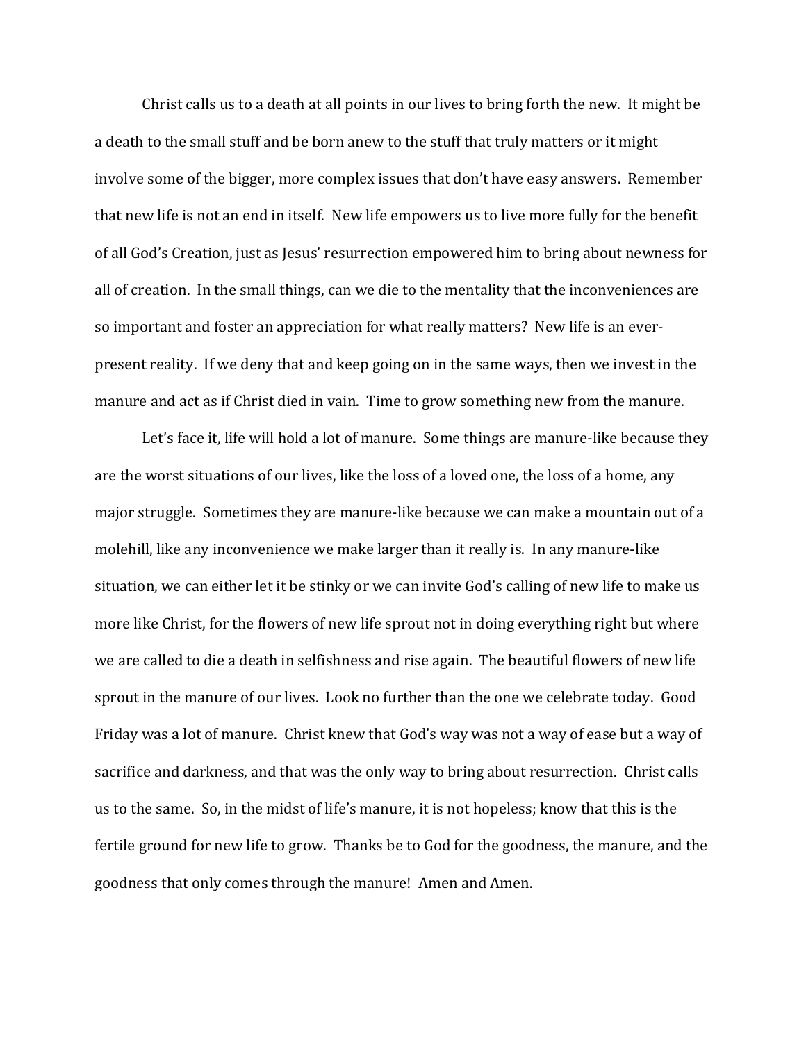Christ calls us to a death at all points in our lives to bring forth the new. It might be a death to the small stuff and be born anew to the stuff that truly matters or it might involve some of the bigger, more complex issues that don't have easy answers. Remember that new life is not an end in itself. New life empowers us to live more fully for the benefit of all God's Creation, just as Jesus' resurrection empowered him to bring about newness for all of creation. In the small things, can we die to the mentality that the inconveniences are so important and foster an appreciation for what really matters? New life is an ever-present reality. If we deny that and keep going on in the same ways, then we invest in the manure and act as if Christ died in vain. Time to grow something new from the manure.

Let's face it, life will hold a lot of manure. Some things are manure-like because they are the worst situations of our lives, like the loss of a loved one, the loss of a home, any major struggle. Sometimes they are manure-like because we can make a mountain out of a molehill, like any inconvenience we make larger than it really is. In any manure-like situation, we can either let it be stinky or we can invite God's calling of new life to make us more like Christ, for the flowers of new life sprout not in doing everything right but where we are called to die a death in selfishness and rise again. The beautiful flowers of new life sprout in the manure of our lives. Look no further than the one we celebrate today. Good Friday was a lot of manure. Christ knew that God's way was not a way of ease but a way of sacrifice and darkness, and that was the only way to bring about resurrection. Christ calls us to the same. So, in the midst of life's manure, it is not hopeless; know that this is the fertile ground for new life to grow. Thanks be to God for the goodness, the manure, and the goodness that only comes through the manure! Amen and Amen.